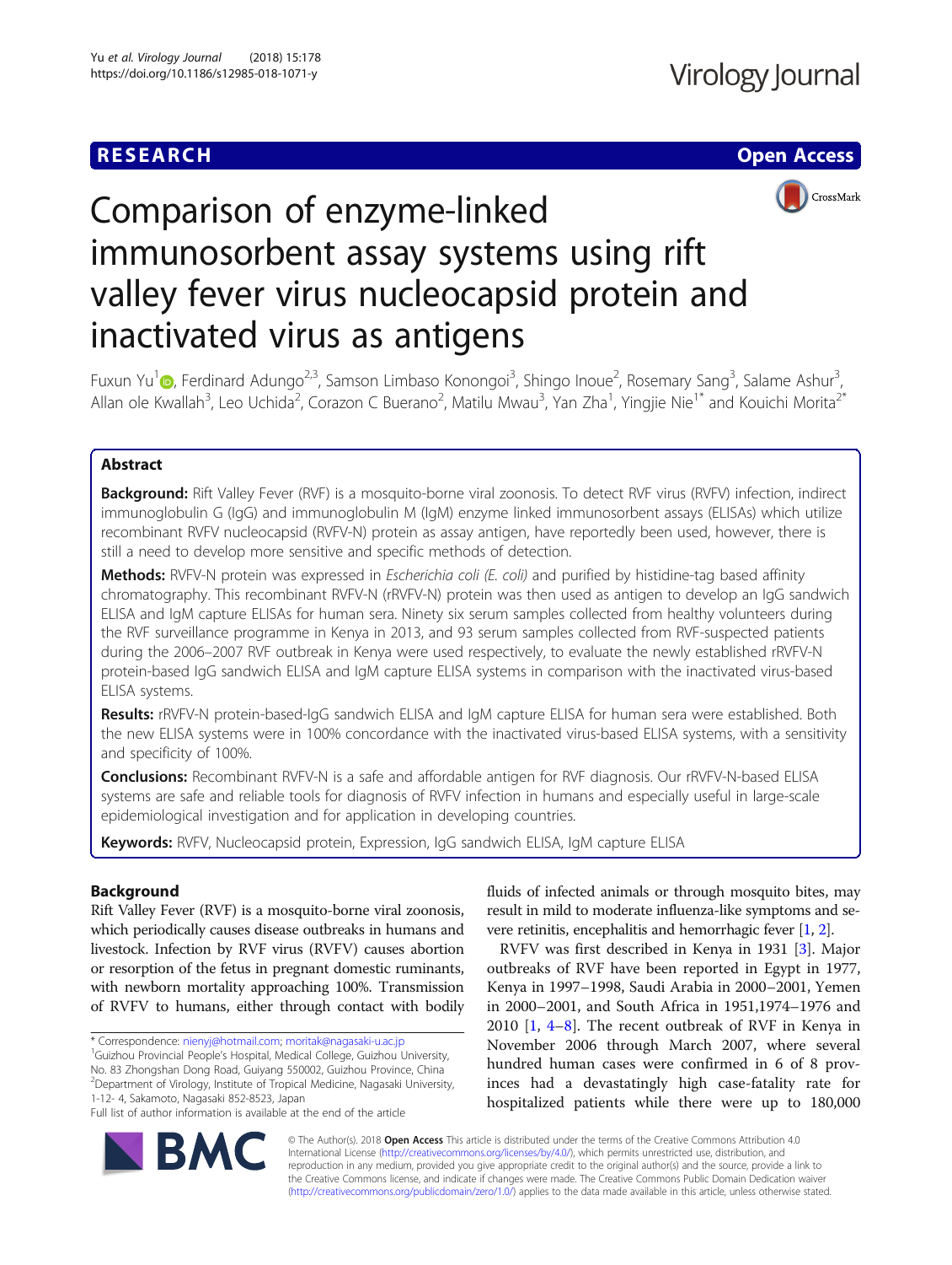RESEARCH

Open Access

# Comparison of enzyme-linked immunosorbent assay systems using rift valley fever virus nucleocapsid protein and inactivated virus as antigens

Fuxun Yu[1], Ferdinand Adungo[2,3], Samson Limbaso Konongoi[3], Shingo Inoue[2], Rosemary Sang[3], Salame Ashur[3], Allan ole Kwallah[3], Leo Uchida[2], Corazon C Buerano[2], Matilu Mwau[3], Yan Zha[1], Yingjie Nie[1*] and Kouichi Morita[2*]

## Abstract

**Background:** Rift Valley Fever (RVF) is a mosquito-borne viral zoonosis. To detect RVF virus (RVFV) infection, indirect immunoglobulin G (IgG) and immunoglobulin M (IgM) enzyme linked immunosorbent assays (ELISAs) which utilize recombinant RVFV nucleocapsid (RVFV-N) protein as assay antigen, have reportedly been used, however, there is still a need to develop more sensitive and specific methods of detection.

**Methods:** RVFV-N protein was expressed in *Escherichia coli (E. coli)* and purified by histidine-tag based affinity chromatography. This recombinant RVFV-N (rRVFV-N) protein was then used as antigen to develop an IgG sandwich ELISA and IgM capture ELISAs for human sera. Ninety six serum samples collected from healthy volunteers during the RVF surveillance programme in Kenya in 2013, and 93 serum samples collected from RVF-suspected patients during the 2006–2007 RVF outbreak in Kenya were used respectively, to evaluate the newly established rRVFV-N protein-based IgG sandwich ELISA and IgM capture ELISA systems in comparison with the inactivated virus-based ELISA systems.

**Results:** rRVFV-N protein-based-IgG sandwich ELISA and IgM capture ELISA for human sera were established. Both the new ELISA systems were in 100% concordance with the inactivated virus-based ELISA systems, with a sensitivity and specificity of 100%.

**Conclusions:** Recombinant RVFV-N is a safe and affordable antigen for RVF diagnosis. Our rRVFV-N-based ELISA systems are safe and reliable tools for diagnosis of RVFV infection in humans and especially useful in large-scale epidemiological investigation and for application in developing countries.

**Keywords:** RVFV, Nucleocapsid protein, Expression, IgG sandwich ELISA, IgM capture ELISA

## Background

Rift Valley Fever (RVF) is a mosquito-borne viral zoonosis, which periodically causes disease outbreaks in humans and livestock. Infection by RVF virus (RVFV) causes abortion or resorption of the fetus in pregnant domestic ruminants, with newborn mortality approaching 100%. Transmission of RVFV to humans, either through contact with bodily fluids of infected animals or through mosquito bites, may result in mild to moderate influenza-like symptoms and severe retinitis, encephalitis and hemorrhagic fever [1, 2].

RVFV was first described in Kenya in 1931 [3]. Major outbreaks of RVF have been reported in Egypt in 1977, Kenya in 1997–1998, Saudi Arabia in 2000–2001, Yemen in 2000–2001, and South Africa in 1951,1974–1976 and 2010 [1, 4–8]. The recent outbreak of RVF in Kenya in November 2006 through March 2007, where several hundred human cases were confirmed in 6 of 8 provinces had a devastatingly high case-fatality rate for hospitalized patients while there were up to 180,000

\* Correspondence: nienyj@hotmail.com; moritak@nagasaki-u.ac.jp
[1]Guizhou Provincial People's Hospital, Medical College, Guizhou University, No. 83 Zhongshan Dong Road, Guiyang 550002, Guizhou Province, China
[2]Department of Virology, Institute of Tropical Medicine, Nagasaki University, 1-12- 4, Sakamoto, Nagasaki 852-8523, Japan
Full list of author information is available at the end of the article

© The Author(s). 2018 **Open Access** This article is distributed under the terms of the Creative Commons Attribution 4.0 International License (http://creativecommons.org/licenses/by/4.0/), which permits unrestricted use, distribution, and reproduction in any medium, provided you give appropriate credit to the original author(s) and the source, provide a link to the Creative Commons license, and indicate if changes were made. The Creative Commons Public Domain Dedication waiver (http://creativecommons.org/publicdomain/zero/1.0/) applies to the data made available in this article, unless otherwise stated.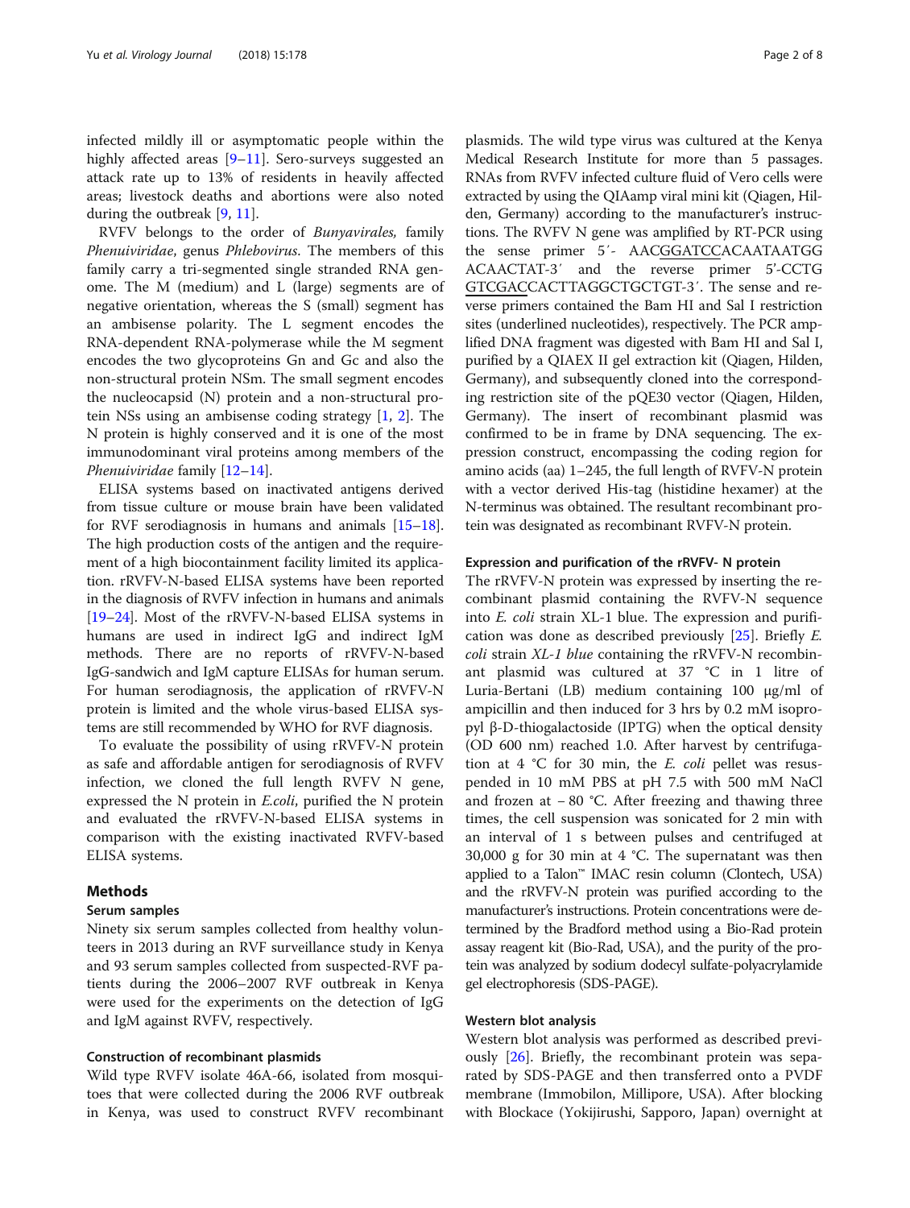infected mildly ill or asymptomatic people within the highly affected areas [9–11]. Sero-surveys suggested an attack rate up to 13% of residents in heavily affected areas; livestock deaths and abortions were also noted during the outbreak [9, 11].

RVFV belongs to the order of *Bunyavirales*, family *Phenuiviridae*, genus *Phlebovirus*. The members of this family carry a tri-segmented single stranded RNA genome. The M (medium) and L (large) segments are of negative orientation, whereas the S (small) segment has an ambisense polarity. The L segment encodes the RNA-dependent RNA-polymerase while the M segment encodes the two glycoproteins Gn and Gc and also the non-structural protein NSm. The small segment encodes the nucleocapsid (N) protein and a non-structural protein NSs using an ambisense coding strategy [1, 2]. The N protein is highly conserved and it is one of the most immunodominant viral proteins among members of the *Phenuiviridae* family [12–14].

ELISA systems based on inactivated antigens derived from tissue culture or mouse brain have been validated for RVF serodiagnosis in humans and animals [15–18]. The high production costs of the antigen and the requirement of a high biocontainment facility limited its application. rRVFV-N-based ELISA systems have been reported in the diagnosis of RVFV infection in humans and animals [19–24]. Most of the rRVFV-N-based ELISA systems in humans are used in indirect IgG and indirect IgM methods. There are no reports of rRVFV-N-based IgG-sandwich and IgM capture ELISAs for human serum. For human serodiagnosis, the application of rRVFV-N protein is limited and the whole virus-based ELISA systems are still recommended by WHO for RVF diagnosis.

To evaluate the possibility of using rRVFV-N protein as safe and affordable antigen for serodiagnosis of RVFV infection, we cloned the full length RVFV N gene, expressed the N protein in *E.coli*, purified the N protein and evaluated the rRVFV-N-based ELISA systems in comparison with the existing inactivated RVFV-based ELISA systems.

## Methods

### Serum samples

Ninety six serum samples collected from healthy volunteers in 2013 during an RVF surveillance study in Kenya and 93 serum samples collected from suspected-RVF patients during the 2006–2007 RVF outbreak in Kenya were used for the experiments on the detection of IgG and IgM against RVFV, respectively.

### Construction of recombinant plasmids

Wild type RVFV isolate 46A-66, isolated from mosquitoes that were collected during the 2006 RVF outbreak in Kenya, was used to construct RVFV recombinant plasmids. The wild type virus was cultured at the Kenya Medical Research Institute for more than 5 passages. RNAs from RVFV infected culture fluid of Vero cells were extracted by using the QIAamp viral mini kit (Qiagen, Hilden, Germany) according to the manufacturer's instructions. The RVFV N gene was amplified by RT-PCR using the sense primer 5′- AACGGATCCACAATAATGGACAACTAT-3′ and the reverse primer 5′-CCTGGTCGACCACTTAGGCTGCTGT-3′. The sense and reverse primers contained the Bam HI and Sal I restriction sites (underlined nucleotides), respectively. The PCR amplified DNA fragment was digested with Bam HI and Sal I, purified by a QIAEX II gel extraction kit (Qiagen, Hilden, Germany), and subsequently cloned into the corresponding restriction site of the pQE30 vector (Qiagen, Hilden, Germany). The insert of recombinant plasmid was confirmed to be in frame by DNA sequencing. The expression construct, encompassing the coding region for amino acids (aa) 1–245, the full length of RVFV-N protein with a vector derived His-tag (histidine hexamer) at the N-terminus was obtained. The resultant recombinant protein was designated as recombinant RVFV-N protein.

### Expression and purification of the rRVFV- N protein

The rRVFV-N protein was expressed by inserting the recombinant plasmid containing the RVFV-N sequence into *E. coli* strain XL-1 blue. The expression and purification was done as described previously [25]. Briefly *E. coli* strain *XL-1 blue* containing the rRVFV-N recombinant plasmid was cultured at 37 °C in 1 litre of Luria-Bertani (LB) medium containing 100 μg/ml of ampicillin and then induced for 3 hrs by 0.2 mM isopropyl β-D-thiogalactoside (IPTG) when the optical density (OD 600 nm) reached 1.0. After harvest by centrifugation at 4 °C for 30 min, the *E. coli* pellet was resuspended in 10 mM PBS at pH 7.5 with 500 mM NaCl and frozen at − 80 °C. After freezing and thawing three times, the cell suspension was sonicated for 2 min with an interval of 1 s between pulses and centrifuged at 30,000 g for 30 min at 4 °C. The supernatant was then applied to a Talon™ IMAC resin column (Clontech, USA) and the rRVFV-N protein was purified according to the manufacturer's instructions. Protein concentrations were determined by the Bradford method using a Bio-Rad protein assay reagent kit (Bio-Rad, USA), and the purity of the protein was analyzed by sodium dodecyl sulfate-polyacrylamide gel electrophoresis (SDS-PAGE).

### Western blot analysis

Western blot analysis was performed as described previously [26]. Briefly, the recombinant protein was separated by SDS-PAGE and then transferred onto a PVDF membrane (Immobilon, Millipore, USA). After blocking with Blockace (Yokijirushi, Sapporo, Japan) overnight at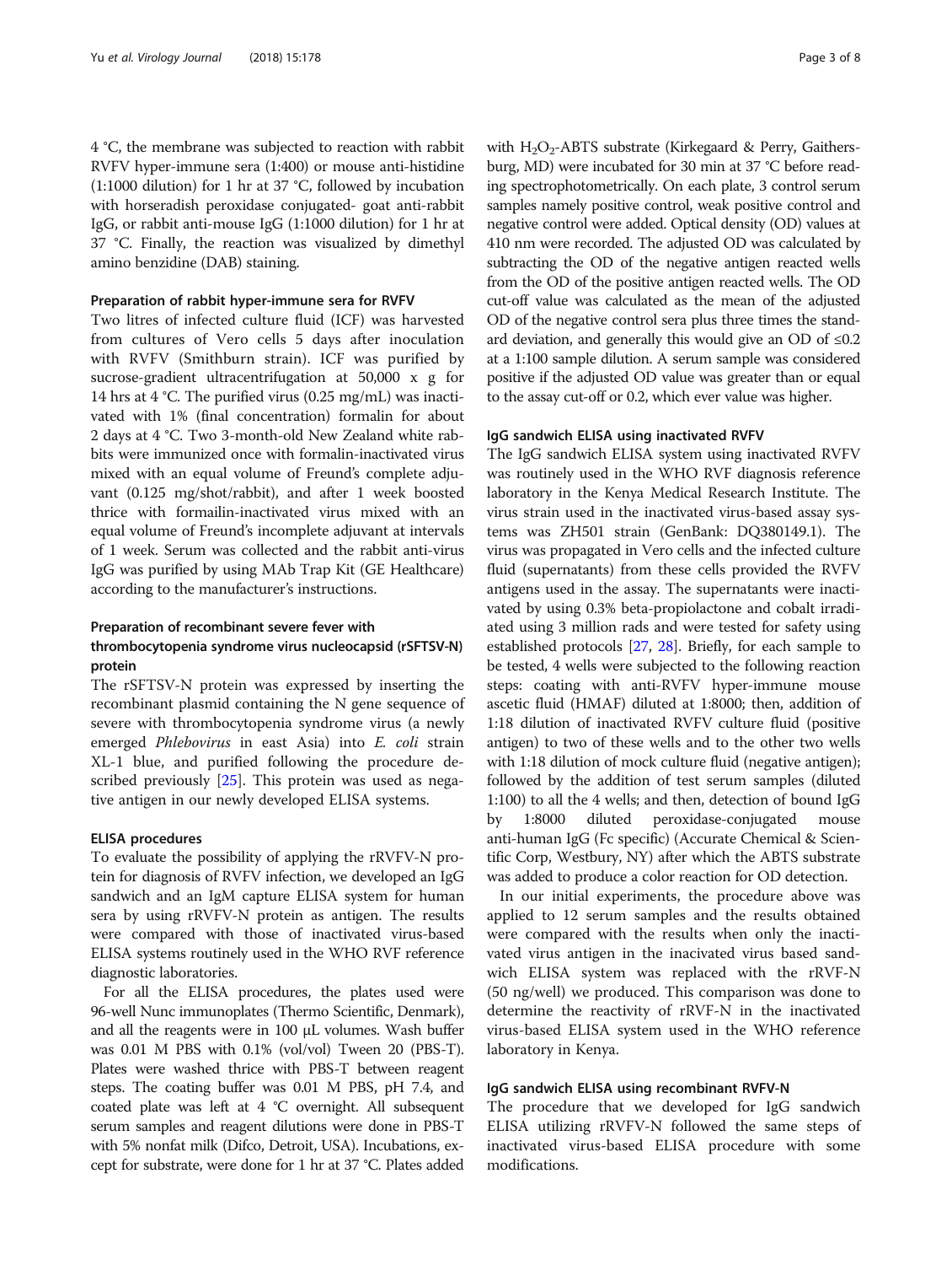4 °C, the membrane was subjected to reaction with rabbit RVFV hyper-immune sera (1:400) or mouse anti-histidine (1:1000 dilution) for 1 hr at 37 °C, followed by incubation with horseradish peroxidase conjugated- goat anti-rabbit IgG, or rabbit anti-mouse IgG (1:1000 dilution) for 1 hr at 37 °C. Finally, the reaction was visualized by dimethyl amino benzidine (DAB) staining.

### Preparation of rabbit hyper-immune sera for RVFV

Two litres of infected culture fluid (ICF) was harvested from cultures of Vero cells 5 days after inoculation with RVFV (Smithburn strain). ICF was purified by sucrose-gradient ultracentrifugation at 50,000 x g for 14 hrs at 4 °C. The purified virus (0.25 mg/mL) was inactivated with 1% (final concentration) formalin for about 2 days at 4 °C. Two 3-month-old New Zealand white rabbits were immunized once with formalin-inactivated virus mixed with an equal volume of Freund's complete adjuvant (0.125 mg/shot/rabbit), and after 1 week boosted thrice with formailin-inactivated virus mixed with an equal volume of Freund's incomplete adjuvant at intervals of 1 week. Serum was collected and the rabbit anti-virus IgG was purified by using MAb Trap Kit (GE Healthcare) according to the manufacturer's instructions.

### Preparation of recombinant severe fever with thrombocytopenia syndrome virus nucleocapsid (rSFTSV-N) protein

The rSFTSV-N protein was expressed by inserting the recombinant plasmid containing the N gene sequence of severe with thrombocytopenia syndrome virus (a newly emerged *Phlebovirus* in east Asia) into *E. coli* strain XL-1 blue, and purified following the procedure described previously [25]. This protein was used as negative antigen in our newly developed ELISA systems.

### ELISA procedures

To evaluate the possibility of applying the rRVFV-N protein for diagnosis of RVFV infection, we developed an IgG sandwich and an IgM capture ELISA system for human sera by using rRVFV-N protein as antigen. The results were compared with those of inactivated virus-based ELISA systems routinely used in the WHO RVF reference diagnostic laboratories.

For all the ELISA procedures, the plates used were 96-well Nunc immunoplates (Thermo Scientific, Denmark), and all the reagents were in 100 μL volumes. Wash buffer was 0.01 M PBS with 0.1% (vol/vol) Tween 20 (PBS-T). Plates were washed thrice with PBS-T between reagent steps. The coating buffer was 0.01 M PBS, pH 7.4, and coated plate was left at 4 °C overnight. All subsequent serum samples and reagent dilutions were done in PBS-T with 5% nonfat milk (Difco, Detroit, USA). Incubations, except for substrate, were done for 1 hr at 37 °C. Plates added with $H_2O_2$-ABTS substrate (Kirkegaard & Perry, Gaithersburg, MD) were incubated for 30 min at 37 °C before reading spectrophotometrically. On each plate, 3 control serum samples namely positive control, weak positive control and negative control were added. Optical density (OD) values at 410 nm were recorded. The adjusted OD was calculated by subtracting the OD of the negative antigen reacted wells from the OD of the positive antigen reacted wells. The OD cut-off value was calculated as the mean of the adjusted OD of the negative control sera plus three times the standard deviation, and generally this would give an OD of ≤0.2 at a 1:100 sample dilution. A serum sample was considered positive if the adjusted OD value was greater than or equal to the assay cut-off or 0.2, which ever value was higher.

### IgG sandwich ELISA using inactivated RVFV

The IgG sandwich ELISA system using inactivated RVFV was routinely used in the WHO RVF diagnosis reference laboratory in the Kenya Medical Research Institute. The virus strain used in the inactivated virus-based assay systems was ZH501 strain (GenBank: DQ380149.1). The virus was propagated in Vero cells and the infected culture fluid (supernatants) from these cells provided the RVFV antigens used in the assay. The supernatants were inactivated by using 0.3% beta-propiolactone and cobalt irradiated using 3 million rads and were tested for safety using established protocols [27, 28]. Briefly, for each sample to be tested, 4 wells were subjected to the following reaction steps: coating with anti-RVFV hyper-immune mouse ascetic fluid (HMAF) diluted at 1:8000; then, addition of 1:18 dilution of inactivated RVFV culture fluid (positive antigen) to two of these wells and to the other two wells with 1:18 dilution of mock culture fluid (negative antigen); followed by the addition of test serum samples (diluted 1:100) to all the 4 wells; and then, detection of bound IgG by 1:8000 diluted peroxidase-conjugated mouse anti-human IgG (Fc specific) (Accurate Chemical & Scientific Corp, Westbury, NY) after which the ABTS substrate was added to produce a color reaction for OD detection.

In our initial experiments, the procedure above was applied to 12 serum samples and the results obtained were compared with the results when only the inactivated virus antigen in the inacivated virus based sandwich ELISA system was replaced with the rRVF-N (50 ng/well) we produced. This comparison was done to determine the reactivity of rRVF-N in the inactivated virus-based ELISA system used in the WHO reference laboratory in Kenya.

### IgG sandwich ELISA using recombinant RVFV-N

The procedure that we developed for IgG sandwich ELISA utilizing rRVFV-N followed the same steps of inactivated virus-based ELISA procedure with some modifications.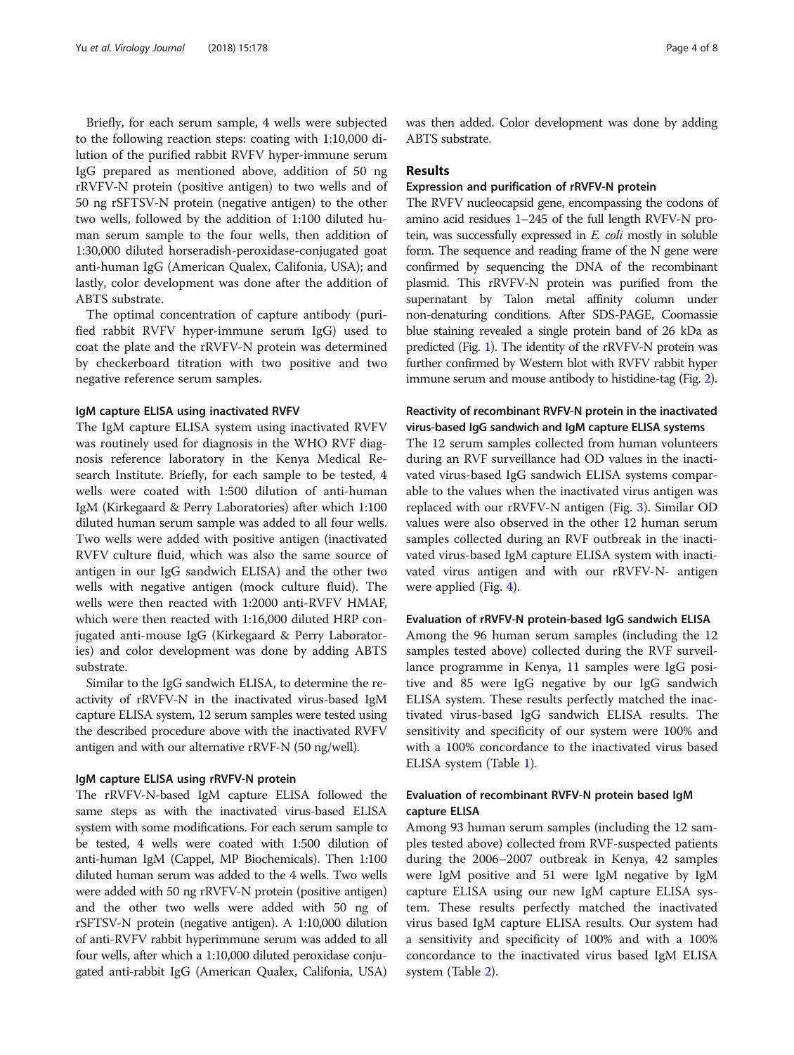Briefly, for each serum sample, 4 wells were subjected to the following reaction steps: coating with 1:10,000 dilution of the purified rabbit RVFV hyper-immune serum IgG prepared as mentioned above, addition of 50 ng rRVFV-N protein (positive antigen) to two wells and of 50 ng rSFTSV-N protein (negative antigen) to the other two wells, followed by the addition of 1:100 diluted human serum sample to the four wells, then addition of 1:30,000 diluted horseradish-peroxidase-conjugated goat anti-human IgG (American Qualex, Califonia, USA); and lastly, color development was done after the addition of ABTS substrate.

The optimal concentration of capture antibody (purified rabbit RVFV hyper-immune serum IgG) used to coat the plate and the rRVFV-N protein was determined by checkerboard titration with two positive and two negative reference serum samples.

#### IgM capture ELISA using inactivated RVFV

The IgM capture ELISA system using inactivated RVFV was routinely used for diagnosis in the WHO RVF diagnosis reference laboratory in the Kenya Medical Research Institute. Briefly, for each sample to be tested, 4 wells were coated with 1:500 dilution of anti-human IgM (Kirkegaard & Perry Laboratories) after which 1:100 diluted human serum sample was added to all four wells. Two wells were added with positive antigen (inactivated RVFV culture fluid, which was also the same source of antigen in our IgG sandwich ELISA) and the other two wells with negative antigen (mock culture fluid). The wells were then reacted with 1:2000 anti-RVFV HMAF, which were then reacted with 1:16,000 diluted HRP conjugated anti-mouse IgG (Kirkegaard & Perry Laboratories) and color development was done by adding ABTS substrate.

Similar to the IgG sandwich ELISA, to determine the reactivity of rRVFV-N in the inactivated virus-based IgM capture ELISA system, 12 serum samples were tested using the described procedure above with the inactivated RVFV antigen and with our alternative rRVF-N (50 ng/well).

#### IgM capture ELISA using rRVFV-N protein

The rRVFV-N-based IgM capture ELISA followed the same steps as with the inactivated virus-based ELISA system with some modifications. For each serum sample to be tested, 4 wells were coated with 1:500 dilution of anti-human IgM (Cappel, MP Biochemicals). Then 1:100 diluted human serum was added to the 4 wells. Two wells were added with 50 ng rRVFV-N protein (positive antigen) and the other two wells were added with 50 ng of rSFTSV-N protein (negative antigen). A 1:10,000 dilution of anti-RVFV rabbit hyperimmune serum was added to all four wells, after which a 1:10,000 diluted peroxidase conjugated anti-rabbit IgG (American Qualex, Califonia, USA) was then added. Color development was done by adding ABTS substrate.

## Results

#### Expression and purification of rRVFV-N protein

The RVFV nucleocapsid gene, encompassing the codons of amino acid residues 1–245 of the full length RVFV-N protein, was successfully expressed in *E. coli* mostly in soluble form. The sequence and reading frame of the N gene were confirmed by sequencing the DNA of the recombinant plasmid. This rRVFV-N protein was purified from the supernatant by Talon metal affinity column under non-denaturing conditions. After SDS-PAGE, Coomassie blue staining revealed a single protein band of 26 kDa as predicted (Fig. 1). The identity of the rRVFV-N protein was further confirmed by Western blot with RVFV rabbit hyper immune serum and mouse antibody to histidine-tag (Fig. 2).

#### Reactivity of recombinant RVFV-N protein in the inactivated virus-based IgG sandwich and IgM capture ELISA systems

The 12 serum samples collected from human volunteers during an RVF surveillance had OD values in the inactivated virus-based IgG sandwich ELISA systems comparable to the values when the inactivated virus antigen was replaced with our rRVFV-N antigen (Fig. 3). Similar OD values were also observed in the other 12 human serum samples collected during an RVF outbreak in the inactivated virus-based IgM capture ELISA system with inactivated virus antigen and with our rRVFV-N- antigen were applied (Fig. 4).

#### Evaluation of rRVFV-N protein-based IgG sandwich ELISA

Among the 96 human serum samples (including the 12 samples tested above) collected during the RVF surveillance programme in Kenya, 11 samples were IgG positive and 85 were IgG negative by our IgG sandwich ELISA system. These results perfectly matched the inactivated virus-based IgG sandwich ELISA results. The sensitivity and specificity of our system were 100% and with a 100% concordance to the inactivated virus based ELISA system (Table 1).

#### Evaluation of recombinant RVFV-N protein based IgM capture ELISA

Among 93 human serum samples (including the 12 samples tested above) collected from RVF-suspected patients during the 2006–2007 outbreak in Kenya, 42 samples were IgM positive and 51 were IgM negative by IgM capture ELISA using our new IgM capture ELISA system. These results perfectly matched the inactivated virus based IgM capture ELISA results. Our system had a sensitivity and specificity of 100% and with a 100% concordance to the inactivated virus based IgM ELISA system (Table 2).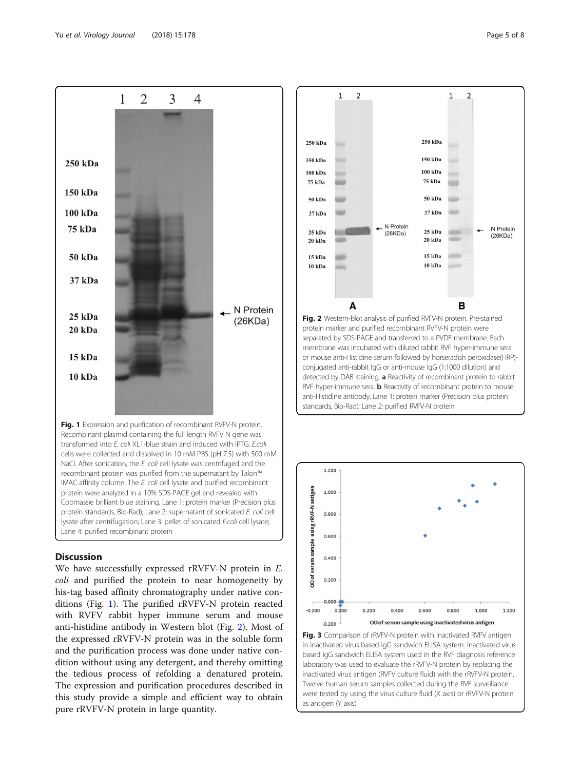**Fig. 1** Expression and purification of recombinant RVFV-N protein. Recombinant plasmid containing the full length RVFV N gene was transformed into *E. coli* XL1-blue strain and induced with IPTG. *E.coli* cells were collected and dissolved in 10 mM PBS (pH 7.5) with 500 mM NaCl. After sonication, the *E. coli* cell lysate was centrifuged and the recombinant protein was purified from the supernatant by Talon™ IMAC affinity column. The *E. coli* cell lysate and purified recombinant protein were analyzed in a 10% SDS-PAGE gel and revealed with Coomassie brilliant blue staining. Lane 1: protein marker (Precision plus protein standards, Bio-Rad); Lane 2: supernatant of sonicated *E. coli* cell lysate after centrifugation; Lane 3: pellet of sonicated *E.coli* cell lysate; Lane 4: purified recombinant protein

**Fig. 2** Western-blot analysis of purified RVFV-N protein. Pre-stained protein marker and purified recombinant RVFV-N protein were separated by SDS-PAGE and transferred to a PVDF membrane. Each membrane was incubated with diluted rabbit RVF hyper-immune sera or mouse anti-Histidine serum followed by horseradish peroxidase(HRP)-conjugated anti-rabbit IgG or anti-mouse IgG (1:1000 dilution) and detected by DAB staining. **a** Reactivity of recombinant protein to rabbit RVF hyper-immune sera. **b** Reactivity of recombinant protein to mouse anti-Histidine antibody. Lane 1: protein marker (Precision plus protein standards, Bio-Rad); Lane 2: purified RVFV-N protein

**Fig. 3** Comparison of rRVFV-N protein with inactivated RVFV antigen in inactivated virus based-IgG sandwich ELISA system. Inactivated virus-based IgG sandwich ELISA system used in the RVF diagnosis reference laboratory was used to evaluate the rRVFV-N protein by replacing the inactivated virus antigen (RVFV culture fluid) with the rRVFV-N protein. Twelve human serum samples collected during the RVF surveillance were tested by using the virus culture fluid (X axis) or rRVFV-N protein as antigen (Y axis)

## Discussion

We have successfully expressed rRVFV-N protein in *E. coli* and purified the protein to near homogeneity by his-tag based affinity chromatography under native conditions (Fig. 1). The purified rRVFV-N protein reacted with RVFV rabbit hyper immune serum and mouse anti-histidine antibody in Western blot (Fig. 2). Most of the expressed rRVFV-N protein was in the soluble form and the purification process was done under native condition without using any detergent, and thereby omitting the tedious process of refolding a denatured protein. The expression and purification procedures described in this study provide a simple and efficient way to obtain pure rRVFV-N protein in large quantity.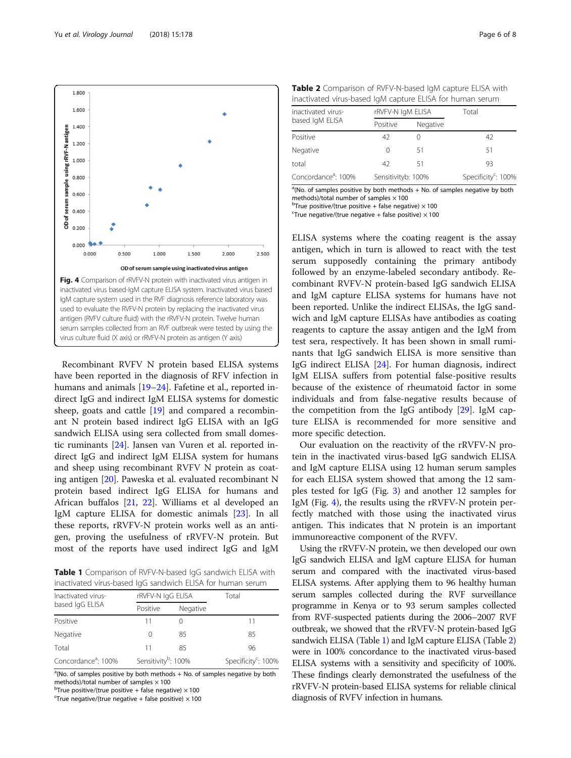Fig. 4 Comparison of rRVFV-N protein with inactivated virus antigen in inactivated virus based-IgM capture ELISA system. Inactivated virus based IgM capture system used in the RVF diagnosis reference laboratory was used to evaluate the RVFV-N protein by replacing the inactivated virus antigen (RVFV culture fluid) with the rRVFV-N protein. Twelve human serum samples collected from an RVF outbreak were tested by using the virus culture fluid (X axis) or rRVFV-N protein as antigen (Y axis)

Recombinant RVFV N protein based ELISA systems have been reported in the diagnosis of RFV infection in humans and animals [19–24]. Fafetine et al., reported indirect IgG and indirect IgM ELISA systems for domestic sheep, goats and cattle [19] and compared a recombinant N protein based indirect IgG ELISA with an IgG sandwich ELISA using sera collected from small domestic ruminants [24]. Jansen van Vuren et al. reported indirect IgG and indirect IgM ELISA system for humans and sheep using recombinant RVFV N protein as coating antigen [20]. Paweska et al. evaluated recombinant N protein based indirect IgG ELISA for humans and African buffalos [21, 22]. Williams et al developed an IgM capture ELISA for domestic animals [23]. In all these reports, rRVFV-N protein works well as an antigen, proving the usefulness of rRVFV-N protein. But most of the reports have used indirect IgG and IgM ELISA systems where the coating reagent is the assay antigen, which in turn is allowed to react with the test serum supposedly containing the primary antibody followed by an enzyme-labeled secondary antibody. Recombinant RVFV-N protein-based IgG sandwich ELISA and IgM capture ELISA systems for humans have not been reported. Unlike the indirect ELISAs, the IgG sandwich and IgM capture ELISAs have antibodies as coating reagents to capture the assay antigen and the IgM from test sera, respectively. It has been shown in small ruminants that IgG sandwich ELISA is more sensitive than IgG indirect ELISA [24]. For human diagnosis, indirect IgM ELISA suffers from potential false-positive results because of the existence of rheumatoid factor in some individuals and from false-negative results because of the competition from the IgG antibody [29]. IgM capture ELISA is recommended for more sensitive and more specific detection.

Our evaluation on the reactivity of the rRVFV-N protein in the inactivated virus-based IgG sandwich ELISA and IgM capture ELISA using 12 human serum samples for each ELISA system showed that among the 12 samples tested for IgG (Fig. 3) and another 12 samples for IgM (Fig. 4), the results using the rRVFV-N protein perfectly matched with those using the inactivated virus antigen. This indicates that N protein is an important immunoreactive component of the RVFV.

Using the rRVFV-N protein, we then developed our own IgG sandwich ELISA and IgM capture ELISA for human serum and compared with the inactivated virus-based ELISA systems. After applying them to 96 healthy human serum samples collected during the RVF surveillance programme in Kenya or to 93 serum samples collected from RVF-suspected patients during the 2006–2007 RVF outbreak, we showed that the rRVFV-N protein-based IgG sandwich ELISA (Table 1) and IgM capture ELISA (Table 2) were in 100% concordance to the inactivated virus-based ELISA systems with a sensitivity and specificity of 100%. These findings clearly demonstrated the usefulness of the rRVFV-N protein-based ELISA systems for reliable clinical diagnosis of RVFV infection in humans.

**Table 1** Comparison of RVFV-N-based IgG sandwich ELISA with inactivated virus-based IgG sandwich ELISA for human serum

| Inactivated virus-based IgG ELISA | rRVFV-N IgG ELISA | | Total |
|---|---|---|---|
| | Positive | Negative | |
| Positive | 11 | 0 | 11 |
| Negative | 0 | 85 | 85 |
| Total | 11 | 85 | 96 |
| Concordance[a]: 100% | Sensitivity[b]: 100% | | Specificity[c]: 100% |

[a](No. of samples positive by both methods + No. of samples negative by both methods)/total number of samples × 100
[b]True positive/(true positive + false negative) × 100
[c]True negative/(true negative + false positive) × 100

**Table 2** Comparison of RVFV-N-based IgM capture ELISA with inactivated virus-based IgM capture ELISA for human serum

| inactivated virus-based IgM ELISA | rRVFV-N IgM ELISA | | Total |
|---|---|---|---|
| | Positive | Negative | |
| Positive | 42 | 0 | 42 |
| Negative | 0 | 51 | 51 |
| total | 42 | 51 | 93 |
| Concordance[a]: 100% | Sensitivityb: 100% | | Specificity[c]: 100% |

[a](No. of samples positive by both methods + No. of samples negative by both methods)/total number of samples × 100
[b]True positive/(true positive + false negative) × 100
[c]True negative/(true negative + false positive) × 100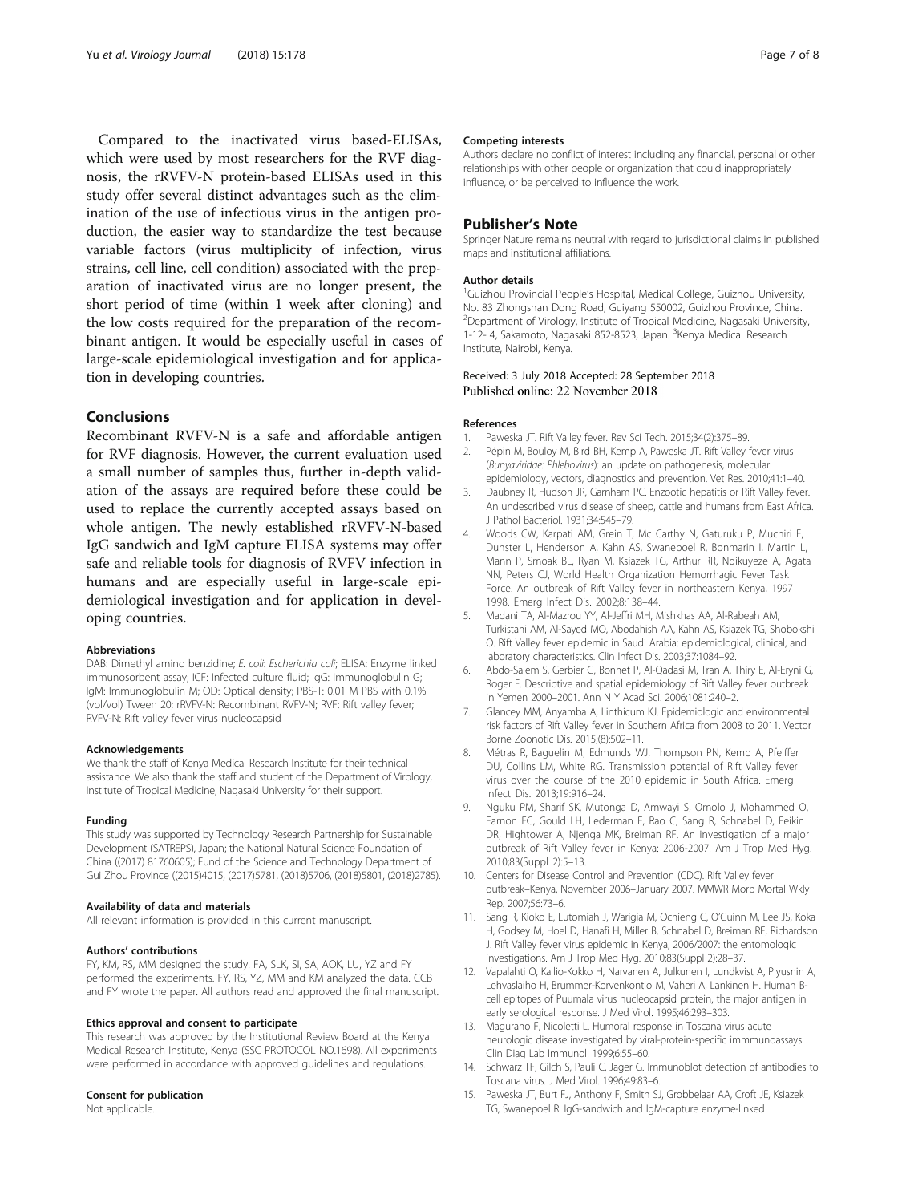Compared to the inactivated virus based-ELISAs, which were used by most researchers for the RVF diagnosis, the rRVFV-N protein-based ELISAs used in this study offer several distinct advantages such as the elimination of the use of infectious virus in the antigen production, the easier way to standardize the test because variable factors (virus multiplicity of infection, virus strains, cell line, cell condition) associated with the preparation of inactivated virus are no longer present, the short period of time (within 1 week after cloning) and the low costs required for the preparation of the recombinant antigen. It would be especially useful in cases of large-scale epidemiological investigation and for application in developing countries.

## Conclusions

Recombinant RVFV-N is a safe and affordable antigen for RVF diagnosis. However, the current evaluation used a small number of samples thus, further in-depth validation of the assays are required before these could be used to replace the currently accepted assays based on whole antigen. The newly established rRVFV-N-based IgG sandwich and IgM capture ELISA systems may offer safe and reliable tools for diagnosis of RVFV infection in humans and are especially useful in large-scale epidemiological investigation and for application in developing countries.

#### Abbreviations

DAB: Dimethyl amino benzidine; *E. coli*: *Escherichia coli*; ELISA: Enzyme linked immunosorbent assay; ICF: Infected culture fluid; IgG: Immunoglobulin G; IgM: Immunoglobulin M; OD: Optical density; PBS-T: 0.01 M PBS with 0.1% (vol/vol) Tween 20; rRVFV-N: Recombinant RVFV-N; RVF: Rift valley fever; RVFV-N: Rift valley fever virus nucleocapsid

#### Acknowledgements

We thank the staff of Kenya Medical Research Institute for their technical assistance. We also thank the staff and student of the Department of Virology, Institute of Tropical Medicine, Nagasaki University for their support.

#### Funding

This study was supported by Technology Research Partnership for Sustainable Development (SATREPS), Japan; the National Natural Science Foundation of China ((2017) 81760605); Fund of the Science and Technology Department of Gui Zhou Province ((2015)4015, (2017)5781, (2018)5706, (2018)5801, (2018)2785).

#### Availability of data and materials

All relevant information is provided in this current manuscript.

#### Authors' contributions

FY, KM, RS, MM designed the study. FA, SLK, SI, SA, AOK, LU, YZ and FY performed the experiments. FY, RS, YZ, MM and KM analyzed the data. CCB and FY wrote the paper. All authors read and approved the final manuscript.

#### Ethics approval and consent to participate

This research was approved by the Institutional Review Board at the Kenya Medical Research Institute, Kenya (SSC PROTOCOL NO.1698). All experiments were performed in accordance with approved guidelines and regulations.

#### Consent for publication

Not applicable.

#### Competing interests

Authors declare no conflict of interest including any financial, personal or other relationships with other people or organization that could inappropriately influence, or be perceived to influence the work.

### Publisher's Note

Springer Nature remains neutral with regard to jurisdictional claims in published maps and institutional affiliations.

#### Author details

[1]Guizhou Provincial People's Hospital, Medical College, Guizhou University, No. 83 Zhongshan Dong Road, Guiyang 550002, Guizhou Province, China. [2]Department of Virology, Institute of Tropical Medicine, Nagasaki University, 1-12- 4, Sakamoto, Nagasaki 852-8523, Japan. [3]Kenya Medical Research Institute, Nairobi, Kenya.

Received: 3 July 2018 Accepted: 28 September 2018
Published online: 22 November 2018

#### References

1. Paweska JT. Rift Valley fever. Rev Sci Tech. 2015;34(2):375–89.
2. Pépin M, Bouloy M, Bird BH, Kemp A, Paweska JT. Rift Valley fever virus (*Bunyaviridae: Phlebovirus*): an update on pathogenesis, molecular epidemiology, vectors, diagnostics and prevention. Vet Res. 2010;41:1–40.
3. Daubney R, Hudson JR, Garnham PC. Enzootic hepatitis or Rift Valley fever. An undescribed virus disease of sheep, cattle and humans from East Africa. J Pathol Bacteriol. 1931;34:545–79.
4. Woods CW, Karpati AM, Grein T, Mc Carthy N, Gaturuku P, Muchiri E, Dunster L, Henderson A, Kahn AS, Swanepoel R, Bonmarin I, Martin L, Mann P, Smoak BL, Ryan M, Ksiazek TG, Arthur RR, Ndikuyeze A, Agata NN, Peters CJ, World Health Organization Hemorrhagic Fever Task Force. An outbreak of Rift Valley fever in northeastern Kenya, 1997–1998. Emerg Infect Dis. 2002;8:138–44.
5. Madani TA, Al-Mazrou YY, Al-Jeffri MH, Mishkhas AA, Al-Rabeah AM, Turkistani AM, Al-Sayed MO, Abodahish AA, Kahn AS, Ksiazek TG, Shobokshi O. Rift Valley fever epidemic in Saudi Arabia: epidemiological, clinical, and laboratory characteristics. Clin Infect Dis. 2003;37:1084–92.
6. Abdo-Salem S, Gerbier G, Bonnet P, Al-Qadasi M, Tran A, Thiry E, Al-Eryni G, Roger F. Descriptive and spatial epidemiology of Rift Valley fever outbreak in Yemen 2000–2001. Ann N Y Acad Sci. 2006;1081:240–2.
7. Glancey MM, Anyamba A, Linthicum KJ. Epidemiologic and environmental risk factors of Rift Valley fever in Southern Africa from 2008 to 2011. Vector Borne Zoonotic Dis. 2015;(8):502–11.
8. Métras R, Baguelin M, Edmunds WJ, Thompson PN, Kemp A, Pfeiffer DU, Collins LM, White RG. Transmission potential of Rift Valley fever virus over the course of the 2010 epidemic in South Africa. Emerg Infect Dis. 2013;19:916–24.
9. Nguku PM, Sharif SK, Mutonga D, Amwayi S, Omolo J, Mohammed O, Farnon EC, Gould LH, Lederman E, Rao C, Sang R, Schnabel D, Feikin DR, Hightower A, Njenga MK, Breiman RF. An investigation of a major outbreak of Rift Valley fever in Kenya: 2006-2007. Am J Trop Med Hyg. 2010;83(Suppl 2):5–13.
10. Centers for Disease Control and Prevention (CDC). Rift Valley fever outbreak–Kenya, November 2006–January 2007. MMWR Morb Mortal Wkly Rep. 2007;56:73–6.
11. Sang R, Kioko E, Lutomiah J, Warigia M, Ochieng C, O'Guinn M, Lee JS, Koka H, Godsey M, Hoel D, Hanafi H, Miller B, Schnabel D, Breiman RF, Richardson J. Rift Valley fever virus epidemic in Kenya, 2006/2007: the entomologic investigations. Am J Trop Med Hyg. 2010;83(Suppl 2):28–37.
12. Vapalahti O, Kallio-Kokko H, Narvanen A, Julkunen I, Lundkvist A, Plyusnin A, Lehvaslaiho H, Brummer-Korvenkontio M, Vaheri A, Lankinen H. Human B-cell epitopes of Puumala virus nucleocapsid protein, the major antigen in early serological response. J Med Virol. 1995;46:293–303.
13. Magurano F, Nicoletti L. Humoral response in Toscana virus acute neurologic disease investigated by viral-protein-specific immmunoassays. Clin Diag Lab Immunol. 1999;6:55–60.
14. Schwarz TF, Gilch S, Pauli C, Jager G. Immunoblot detection of antibodies to Toscana virus. J Med Virol. 1996;49:83–6.
15. Paweska JT, Burt FJ, Anthony F, Smith SJ, Grobbelaar AA, Croft JE, Ksiazek TG, Swanepoel R. IgG-sandwich and IgM-capture enzyme-linked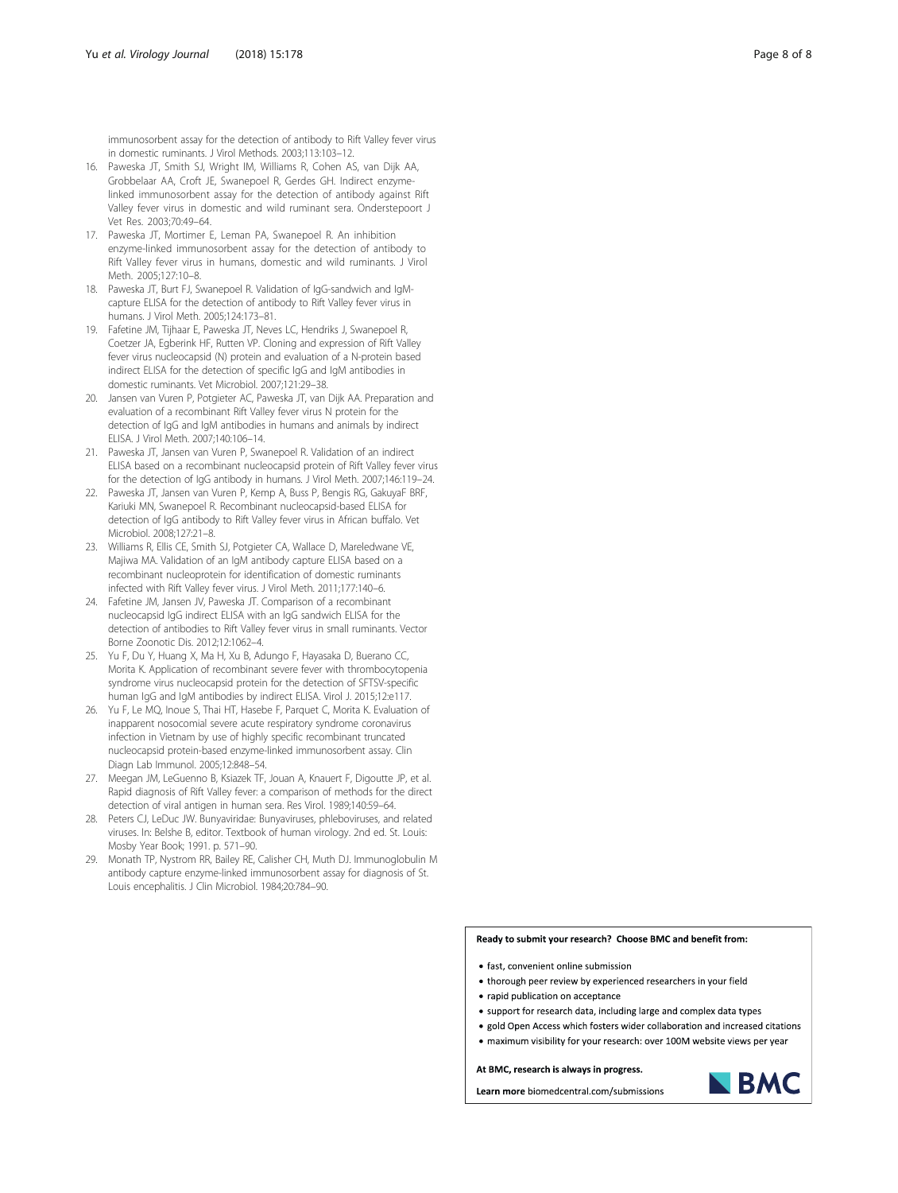immunosorbent assay for the detection of antibody to Rift Valley fever virus in domestic ruminants. J Virol Methods. 2003;113:103–12.

16. Paweska JT, Smith SJ, Wright IM, Williams R, Cohen AS, van Dijk AA, Grobbelaar AA, Croft JE, Swanepoel R, Gerdes GH. Indirect enzyme-linked immunosorbent assay for the detection of antibody against Rift Valley fever virus in domestic and wild ruminant sera. Onderstepoort J Vet Res. 2003;70:49–64.
17. Paweska JT, Mortimer E, Leman PA, Swanepoel R. An inhibition enzyme-linked immunosorbent assay for the detection of antibody to Rift Valley fever virus in humans, domestic and wild ruminants. J Virol Meth. 2005;127:10–8.
18. Paweska JT, Burt FJ, Swanepoel R. Validation of IgG-sandwich and IgM-capture ELISA for the detection of antibody to Rift Valley fever virus in humans. J Virol Meth. 2005;124:173–81.
19. Fafetine JM, Tijhaar E, Paweska JT, Neves LC, Hendriks J, Swanepoel R, Coetzer JA, Egberink HF, Rutten VP. Cloning and expression of Rift Valley fever virus nucleocapsid (N) protein and evaluation of a N-protein based indirect ELISA for the detection of specific IgG and IgM antibodies in domestic ruminants. Vet Microbiol. 2007;121:29–38.
20. Jansen van Vuren P, Potgieter AC, Paweska JT, van Dijk AA. Preparation and evaluation of a recombinant Rift Valley fever virus N protein for the detection of IgG and IgM antibodies in humans and animals by indirect ELISA. J Virol Meth. 2007;140:106–14.
21. Paweska JT, Jansen van Vuren P, Swanepoel R. Validation of an indirect ELISA based on a recombinant nucleocapsid protein of Rift Valley fever virus for the detection of IgG antibody in humans. J Virol Meth. 2007;146:119–24.
22. Paweska JT, Jansen van Vuren P, Kemp A, Buss P, Bengis RG, GakuyaF BRF, Kariuki MN, Swanepoel R. Recombinant nucleocapsid-based ELISA for detection of IgG antibody to Rift Valley fever virus in African buffalo. Vet Microbiol. 2008;127:21–8.
23. Williams R, Ellis CE, Smith SJ, Potgieter CA, Wallace D, Mareledwane VE, Majiwa MA. Validation of an IgM antibody capture ELISA based on a recombinant nucleoprotein for identification of domestic ruminants infected with Rift Valley fever virus. J Virol Meth. 2011;177:140–6.
24. Fafetine JM, Jansen JV, Paweska JT. Comparison of a recombinant nucleocapsid IgG indirect ELISA with an IgG sandwich ELISA for the detection of antibodies to Rift Valley fever virus in small ruminants. Vector Borne Zoonotic Dis. 2012;12:1062–4.
25. Yu F, Du Y, Huang X, Ma H, Xu B, Adungo F, Hayasaka D, Buerano CC, Morita K. Application of recombinant severe fever with thrombocytopenia syndrome virus nucleocapsid protein for the detection of SFTSV-specific human IgG and IgM antibodies by indirect ELISA. Virol J. 2015;12:e117.
26. Yu F, Le MQ, Inoue S, Thai HT, Hasebe F, Parquet C, Morita K. Evaluation of inapparent nosocomial severe acute respiratory syndrome coronavirus infection in Vietnam by use of highly specific recombinant truncated nucleocapsid protein-based enzyme-linked immunosorbent assay. Clin Diagn Lab Immunol. 2005;12:848–54.
27. Meegan JM, LeGuenno B, Ksiazek TF, Jouan A, Knauert F, Digoutte JP, et al. Rapid diagnosis of Rift Valley fever: a comparison of methods for the direct detection of viral antigen in human sera. Res Virol. 1989;140:59–64.
28. Peters CJ, LeDuc JW. Bunyaviridae: Bunyaviruses, phleboviruses, and related viruses. In: Belshe B, editor. Textbook of human virology. 2nd ed. St. Louis: Mosby Year Book; 1991. p. 571–90.
29. Monath TP, Nystrom RR, Bailey RE, Calisher CH, Muth DJ. Immunoglobulin M antibody capture enzyme-linked immunosorbent assay for diagnosis of St. Louis encephalitis. J Clin Microbiol. 1984;20:784–90.

**Ready to submit your research? Choose BMC and benefit from:**

- fast, convenient online submission
- thorough peer review by experienced researchers in your field
- rapid publication on acceptance
- support for research data, including large and complex data types
- gold Open Access which fosters wider collaboration and increased citations
- maximum visibility for your research: over 100M website views per year

**At BMC, research is always in progress.**

**Learn more** biomedcentral.com/submissions

BMC